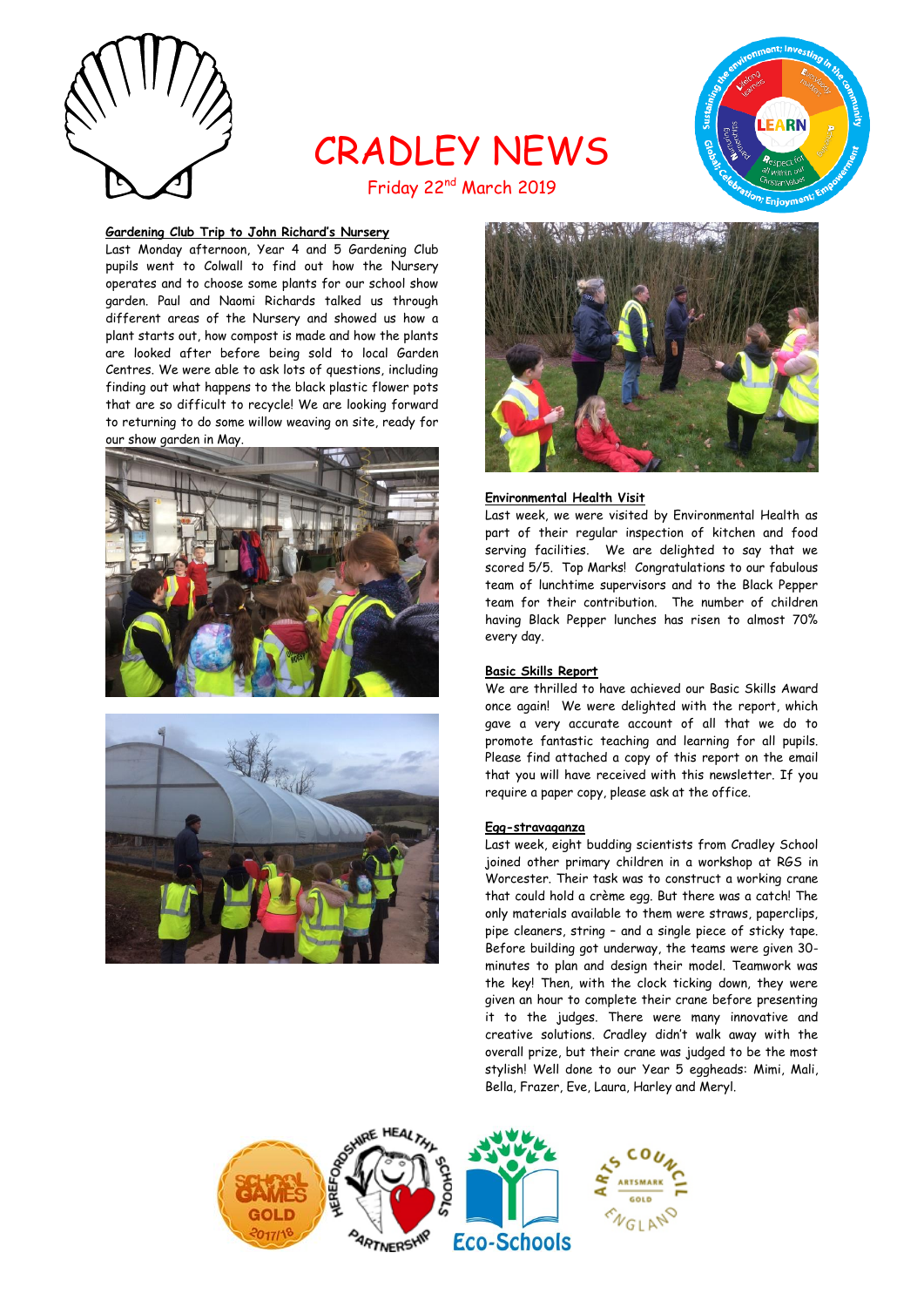# CRADLEY NEWS

Friday 22nd March 2019

### Gardening Club Trip to John Richard's Nursery

Last Monday afternoon, Year 4 and 5 Gardening Club pupils went to Colwall to find out how the Nursery operates and to choose some plants for our school show garden. Paul and Naomi Richards talked us through different areas of the Nursery and showed us how a plant starts out, how compost is made and how the plants are looked after before being sold to local Garden Centres. We were able to ask lots of questions, including finding out what happens to the black plastic flower pots that are so difficult to recycle! We are looking forward to returning to do some willow weaving on site, ready for our show garden in May.

### Environmental Health Visit

Last week, we were visited by Environmental Health as part of their regular inspection of kitchen and food serving facilities. We are delighted to say that we scored 5/5. Top Marks! Congratulations to our fabulous team of lunchtime supervisors and to the Black Pepper team for their contribution. The number of children having Black Pepper lunches has risen to almost 70% every day.

### Basic Skills Report

We are thrilled to have achieved our Basic Skills Award once again! We were delighted with the report, which gave a very accurate account of all that we do to promote fantastic teaching and learning for all pupils. Please find attached a copy of this report on the email that you will have received with this newsletter. If you require a paper copy, please ask at the office.

### Egg-stravaganza

Last week, eight budding scientists from Cradley School joined other primary children in a workshop at RGS in Worcester. Their task was to construct a working crane that could hold a crème egg. But there was a catch! The only materials available to them were straws, paperclips, pipe cleaners, string – and a single piece of sticky tape. Before building got underway, the teams were given 30-minutes to plan and design their model. Teamwork was the key! Then, with the clock ticking down, they were given an hour to complete their crane before presenting it to the judges. There were many innovative and creative solutions. Cradley didn't walk away with the overall prize, but their crane was judged to be the most stylish! Well done to our Year 5 eggheads: Mimi, Mali, Bella, Frazer, Eve, Laura, Harley and Meryl.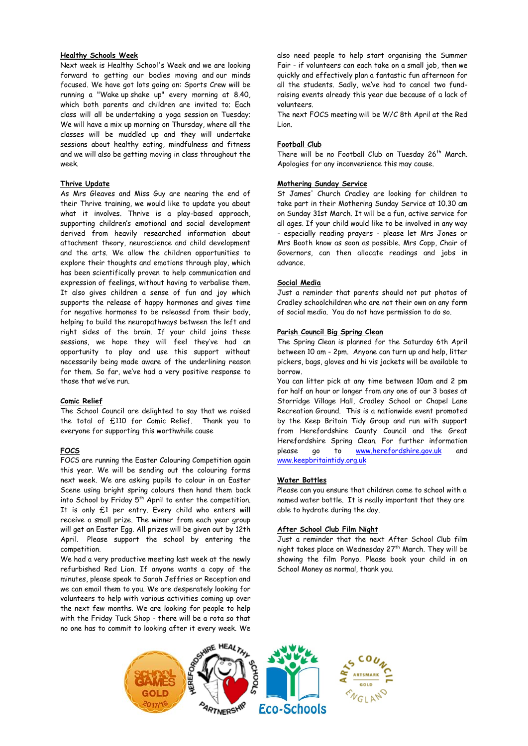**Healthy Schools Week**

Next week is Healthy School's Week and we are looking forward to getting our bodies moving and our minds focused. We have got lots going on: Sports Crew will be running a "Wake up shake up" every morning at 8.40, which both parents and children are invited to; Each class will all be undertaking a yoga session on Tuesday; We will have a mix up morning on Thursday, where all the classes will be muddled up and they will undertake sessions about healthy eating, mindfulness and fitness and we will also be getting moving in class throughout the week.

**Thrive Update**

As Mrs Gleaves and Miss Guy are nearing the end of their Thrive training, we would like to update you about what it involves. Thrive is a play-based approach, supporting children's emotional and social development derived from heavily researched information about attachment theory, neuroscience and child development and the arts. We allow the children opportunities to explore their thoughts and emotions through play, which has been scientifically proven to help communication and expression of feelings, without having to verbalise them. It also gives children a sense of fun and joy which supports the release of happy hormones and gives time for negative hormones to be released from their body, helping to build the neuropathways between the left and right sides of the brain. If your child joins these sessions, we hope they will feel they've had an opportunity to play and use this support without necessarily being made aware of the underlining reason for them. So far, we've had a very positive response to those that we've run.

**Comic Relief**

The School Council are delighted to say that we raised the total of £110 for Comic Relief. Thank you to everyone for supporting this worthwhile cause

**FOCS**

FOCS are running the Easter Colouring Competition again this year. We will be sending out the colouring forms next week. We are asking pupils to colour in an Easter Scene using bright spring colours then hand them back into School by Friday 5th April to enter the competition. It is only £1 per entry. Every child who enters will receive a small prize. The winner from each year group will get an Easter Egg. All prizes will be given out by 12th April. Please support the school by entering the competition.

We had a very productive meeting last week at the newly refurbished Red Lion. If anyone wants a copy of the minutes, please speak to Sarah Jeffries or Reception and we can email them to you. We are desperately looking for volunteers to help with various activities coming up over the next few months. We are looking for people to help with the Friday Tuck Shop - there will be a rota so that no one has to commit to looking after it every week. We also need people to help start organising the Summer Fair - if volunteers can each take on a small job, then we quickly and effectively plan a fantastic fun afternoon for all the students. Sadly, we've had to cancel two fund-raising events already this year due because of a lack of volunteers.

The next FOCS meeting will be W/C 8th April at the Red Lion.

**Football Club**

There will be no Football Club on Tuesday 26th March. Apologies for any inconvenience this may cause.

**Mothering Sunday Service**

St James' Church Cradley are looking for children to take part in their Mothering Sunday Service at 10.30 am on Sunday 31st March. It will be a fun, active service for all ages. If your child would like to be involved in any way - especially reading prayers - please let Mrs Jones or Mrs Booth know as soon as possible. Mrs Copp, Chair of Governors, can then allocate readings and jobs in advance.

**Social Media**

Just a reminder that parents should not put photos of Cradley schoolchildren who are not their own on any form of social media. You do not have permission to do so.

**Parish Council Big Spring Clean**

The Spring Clean is planned for the Saturday 6th April between 10 am - 2pm. Anyone can turn up and help, litter pickers, bags, gloves and hi vis jackets will be available to borrow.

You can litter pick at any time between 10am and 2 pm for half an hour or longer from any one of our 3 bases at Storridge Village Hall, Cradley School or Chapel Lane Recreation Ground. This is a nationwide event promoted by the Keep Britain Tidy Group and run with support from Herefordshire County Council and the Great Herefordshire Spring Clean. For further information please go to www.herefordshire.gov.uk and www.keepbritaintidy.org.uk

**Water Bottles**

Please can you ensure that children come to school with a named water bottle. It is really important that they are able to hydrate during the day.

**After School Club Film Night**

Just a reminder that the next After School Club film night takes place on Wednesday 27th March. They will be showing the film Ponyo. Please book your child in on School Money as normal, thank you.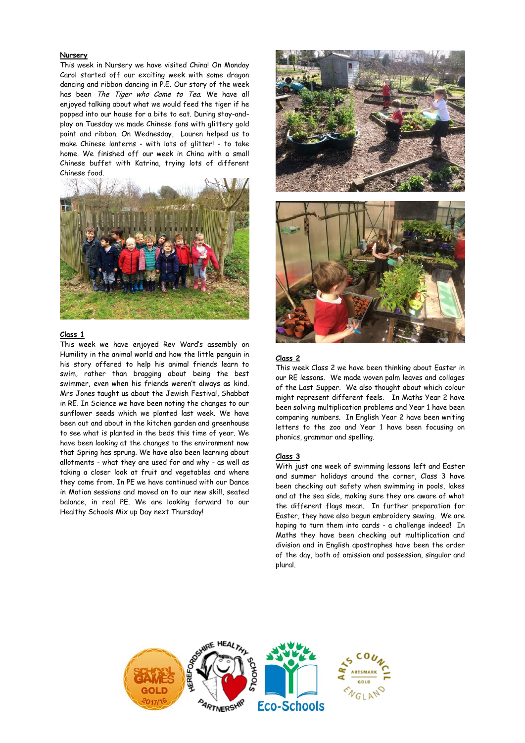## Nursery

This week in Nursery we have visited China! On Monday Carol started off our exciting week with some dragon dancing and ribbon dancing in P.E. Our story of the week has been *The Tiger who Came to Tea*. We have all enjoyed talking about what we would feed the tiger if he popped into our house for a bite to eat. During stay-and-play on Tuesday we made Chinese fans with glittery gold paint and ribbon. On Wednesday, Lauren helped us to make Chinese lanterns - with lots of glitter! - to take home. We finished off our week in China with a small Chinese buffet with Katrina, trying lots of different Chinese food.

## Class 1

This week we have enjoyed Rev Ward's assembly on Humility in the animal world and how the little penguin in his story offered to help his animal friends learn to swim, rather than bragging about being the best swimmer, even when his friends weren't always as kind. Mrs Jones taught us about the Jewish Festival, Shabbat in RE. In Science we have been noting the changes to our sunflower seeds which we planted last week. We have been out and about in the kitchen garden and greenhouse to see what is planted in the beds this time of year. We have been looking at the changes to the environment now that Spring has sprung. We have also been learning about allotments - what they are used for and why - as well as taking a closer look at fruit and vegetables and where they come from. In PE we have continued with our Dance in Motion sessions and moved on to our new skill, seated balance, in real PE. We are looking forward to our Healthy Schools Mix up Day next Thursday!

## Class 2

This week Class 2 we have been thinking about Easter in our RE lessons. We made woven palm leaves and collages of the Last Supper. We also thought about which colour might represent different feels. In Maths Year 2 have been solving multiplication problems and Year 1 have been comparing numbers. In English Year 2 have been writing letters to the zoo and Year 1 have been focusing on phonics, grammar and spelling.

## Class 3

With just one week of swimming lessons left and Easter and summer holidays around the corner, Class 3 have been checking out safety when swimming in pools, lakes and at the sea side, making sure they are aware of what the different flags mean. In further preparation for Easter, they have also begun embroidery sewing. We are hoping to turn them into cards - a challenge indeed! In Maths they have been checking out multiplication and division and in English apostrophes have been the order of the day, both of omission and possession, singular and plural.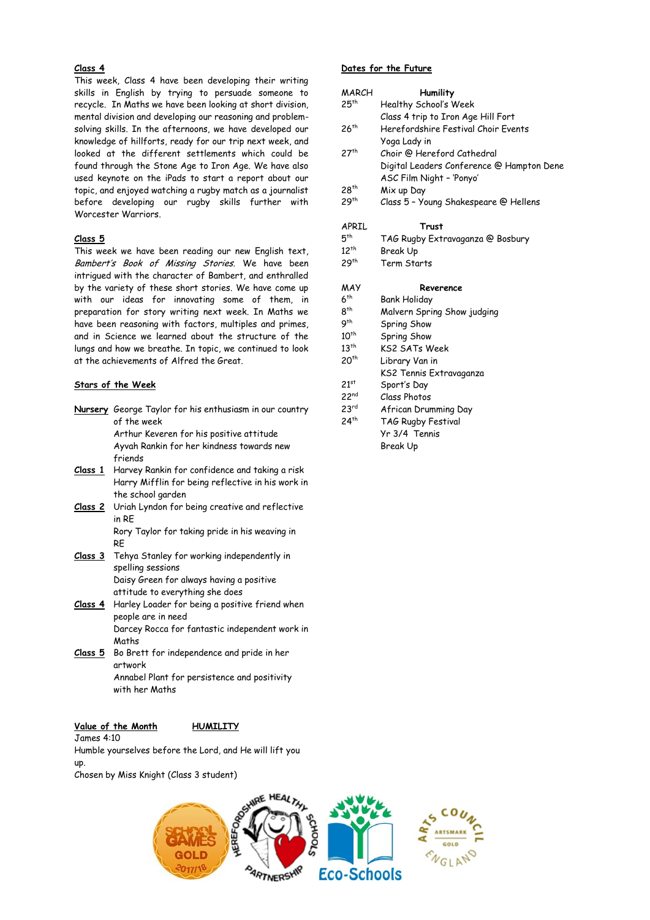**Class 4**

This week, Class 4 have been developing their writing skills in English by trying to persuade someone to recycle. In Maths we have been looking at short division, mental division and developing our reasoning and problem-solving skills. In the afternoons, we have developed our knowledge of hillforts, ready for our trip next week, and looked at the different settlements which could be found through the Stone Age to Iron Age. We have also used keynote on the iPads to start a report about our topic, and enjoyed watching a rugby match as a journalist before developing our rugby skills further with Worcester Warriors.

**Class 5**

This week we have been reading our new English text, *Bambert's Book of Missing Stories*. We have been intrigued with the character of Bambert, and enthralled by the variety of these short stories. We have come up with our ideas for innovating some of them, in preparation for story writing next week. In Maths we have been reasoning with factors, multiples and primes, and in Science we learned about the structure of the lungs and how we breathe. In topic, we continued to look at the achievements of Alfred the Great.

**Stars of the Week**

**Nursery** George Taylor for his enthusiasm in our country of the week
Arthur Keveren for his positive attitude
Ayvah Rankin for her kindness towards new friends

**Class 1** Harvey Rankin for confidence and taking a risk
Harry Mifflin for being reflective in his work in the school garden

**Class 2** Uriah Lyndon for being creative and reflective in RE
Rory Taylor for taking pride in his weaving in RE

**Class 3** Tehya Stanley for working independently in spelling sessions
Daisy Green for always having a positive attitude to everything she does

**Class 4** Harley Loader for being a positive friend when people are in need
Darcey Rocca for fantastic independent work in Maths

**Class 5** Bo Brett for independence and pride in her artwork
Annabel Plant for persistence and positivity with her Maths

**Value of the Month** **HUMILITY**

James 4:10
Humble yourselves before the Lord, and He will lift you up.
Chosen by Miss Knight (Class 3 student)

**Dates for the Future**

| | |
|---|---|
| MARCH | **Humility** |
| 25th | Healthy School's Week |
| | Class 4 trip to Iron Age Hill Fort |
| 26th | Herefordshire Festival Choir Events |
| | Yoga Lady in |
| 27th | Choir @ Hereford Cathedral |
| | Digital Leaders Conference @ Hampton Dene |
| | ASC Film Night – 'Ponyo' |
| 28th | Mix up Day |
| 29th | Class 5 – Young Shakespeare @ Hellens |
| APRIL | **Trust** |
| 5th | TAG Rugby Extravaganza @ Bosbury |
| 12th | Break Up |
| 29th | Term Starts |
| MAY | **Reverence** |
| 6th | Bank Holiday |
| 8th | Malvern Spring Show judging |
| 9th | Spring Show |
| 10th | Spring Show |
| 13th | KS2 SATs Week |
| 20th | Library Van in |
| | KS2 Tennis Extravaganza |
| 21st | Sport's Day |
| 22nd | Class Photos |
| 23rd | African Drumming Day |
| 24th | TAG Rugby Festival |
| | Yr 3/4 Tennis |
| | Break Up |